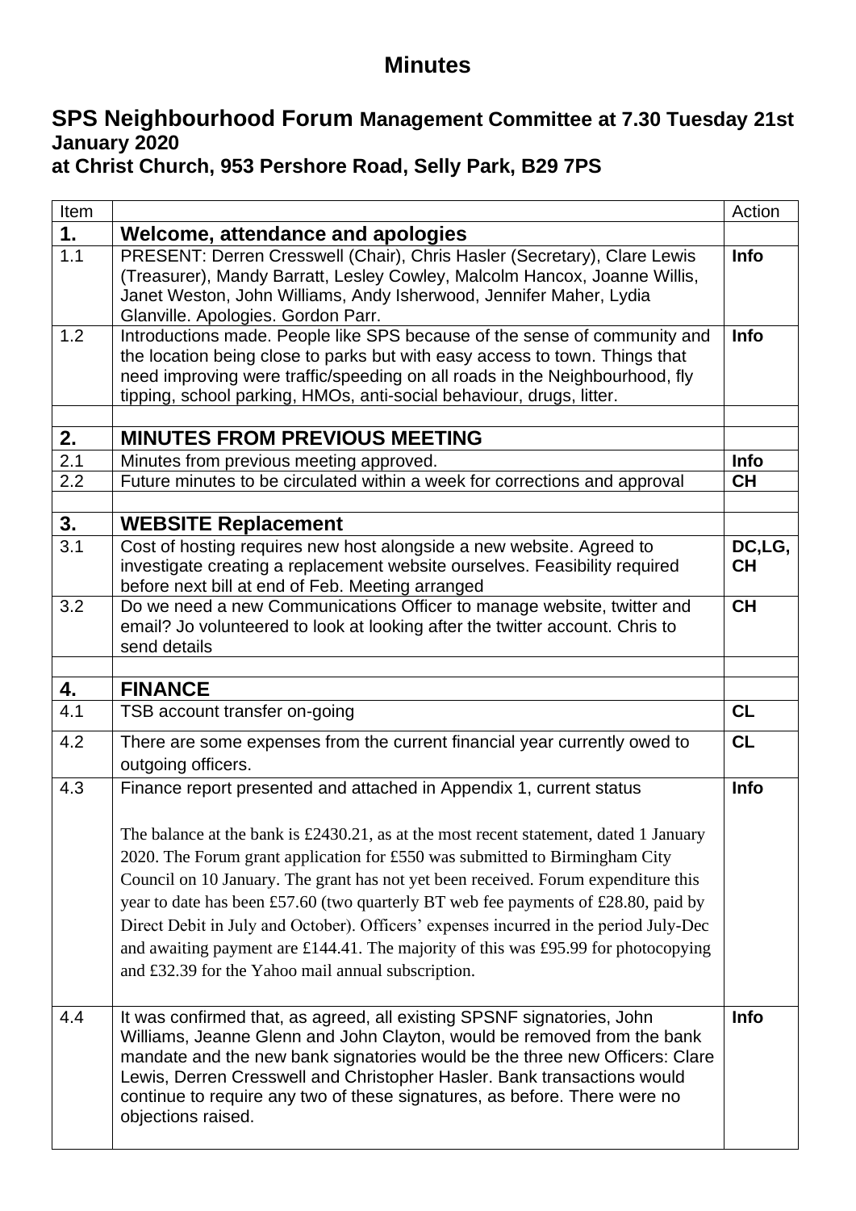# Minutes

## SPS Neighbourhood Forum Management Committee at 7.30 Tuesday 21st January 2020 at Christ Church, 953 Pershore Road, Selly Park, B29 7PS

| Item | | Action |
|---|---|---|
| **1.** | **Welcome, attendance and apologies** | |
| 1.1 | PRESENT: Derren Cresswell (Chair), Chris Hasler (Secretary), Clare Lewis (Treasurer), Mandy Barratt, Lesley Cowley, Malcolm Hancox, Joanne Willis, Janet Weston, John Williams, Andy Isherwood, Jennifer Maher, Lydia Glanville. Apologies. Gordon Parr. | **Info** |
| 1.2 | Introductions made. People like SPS because of the sense of community and the location being close to parks but with easy access to town. Things that need improving were traffic/speeding on all roads in the Neighbourhood, fly tipping, school parking, HMOs, anti-social behaviour, drugs, litter. | **Info** |
| | | |
| **2.** | **MINUTES FROM PREVIOUS MEETING** | |
| 2.1 | Minutes from previous meeting approved. | **Info** |
| 2.2 | Future minutes to be circulated within a week for corrections and approval | **CH** |
| | | |
| **3.** | **WEBSITE Replacement** | |
| 3.1 | Cost of hosting requires new host alongside a new website. Agreed to investigate creating a replacement website ourselves. Feasibility required before next bill at end of Feb. Meeting arranged | **DC,LG, CH** |
| 3.2 | Do we need a new Communications Officer to manage website, twitter and email? Jo volunteered to look at looking after the twitter account. Chris to send details | **CH** |
| | | |
| **4.** | **FINANCE** | |
| 4.1 | TSB account transfer on-going | **CL** |
| 4.2 | There are some expenses from the current financial year currently owed to outgoing officers. | **CL** |
| 4.3 | Finance report presented and attached in Appendix 1, current status<br><br>The balance at the bank is £2430.21, as at the most recent statement, dated 1 January 2020. The Forum grant application for £550 was submitted to Birmingham City Council on 10 January. The grant has not yet been received. Forum expenditure this year to date has been £57.60 (two quarterly BT web fee payments of £28.80, paid by Direct Debit in July and October). Officers' expenses incurred in the period July-Dec and awaiting payment are £144.41. The majority of this was £95.99 for photocopying and £32.39 for the Yahoo mail annual subscription. | **Info** |
| 4.4 | It was confirmed that, as agreed, all existing SPSNF signatories, John Williams, Jeanne Glenn and John Clayton, would be removed from the bank mandate and the new bank signatories would be the three new Officers: Clare Lewis, Derren Cresswell and Christopher Hasler. Bank transactions would continue to require any two of these signatures, as before. There were no objections raised. | **Info** |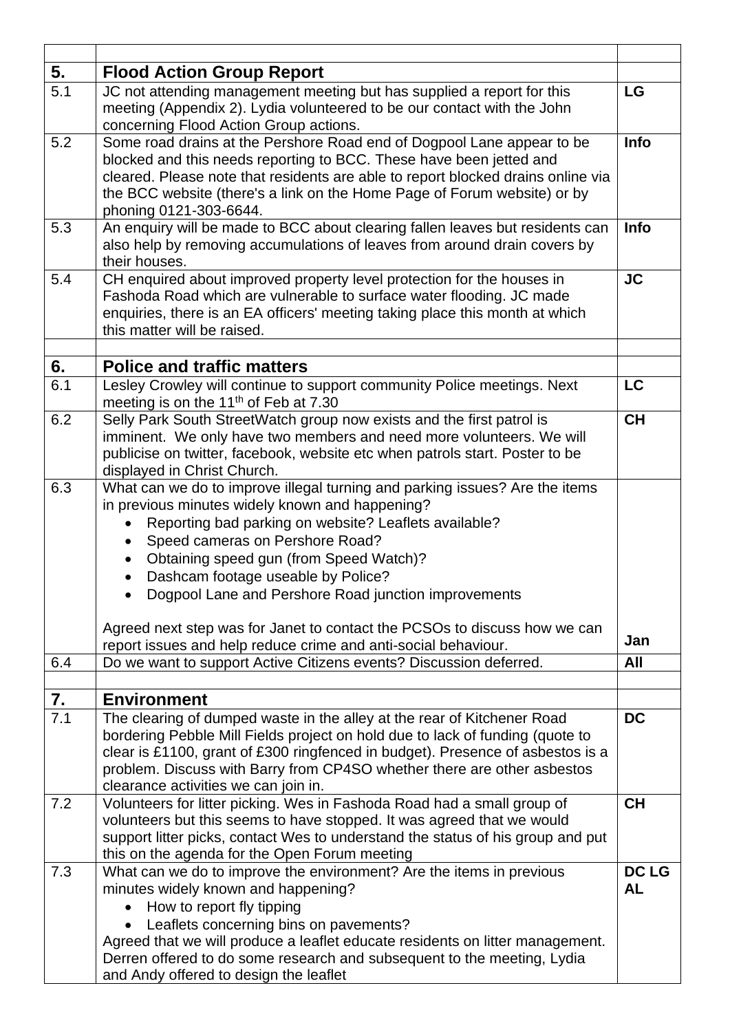| | | |
|---|---|---|
| **5.** | **Flood Action Group Report** | |
| 5.1 | JC not attending management meeting but has supplied a report for this meeting (Appendix 2). Lydia volunteered to be our contact with the John concerning Flood Action Group actions. | **LG** |
| 5.2 | Some road drains at the Pershore Road end of Dogpool Lane appear to be blocked and this needs reporting to BCC. These have been jetted and cleared. Please note that residents are able to report blocked drains online via the BCC website (there's a link on the Home Page of Forum website) or by phoning 0121-303-6644. | **Info** |
| 5.3 | An enquiry will be made to BCC about clearing fallen leaves but residents can also help by removing accumulations of leaves from around drain covers by their houses. | **Info** |
| 5.4 | CH enquired about improved property level protection for the houses in Fashoda Road which are vulnerable to surface water flooding. JC made enquiries, there is an EA officers' meeting taking place this month at which this matter will be raised. | **JC** |
| | | |
| **6.** | **Police and traffic matters** | |
| 6.1 | Lesley Crowley will continue to support community Police meetings. Next meeting is on the 11th of Feb at 7.30 | **LC** |
| 6.2 | Selly Park South StreetWatch group now exists and the first patrol is imminent. We only have two members and need more volunteers. We will publicise on twitter, facebook, website etc when patrols start. Poster to be displayed in Christ Church. | **CH** |
| 6.3 | What can we do to improve illegal turning and parking issues? Are the items in previous minutes widely known and happening?<br>• Reporting bad parking on website? Leaflets available?<br>• Speed cameras on Pershore Road?<br>• Obtaining speed gun (from Speed Watch)?<br>• Dashcam footage useable by Police?<br>• Dogpool Lane and Pershore Road junction improvements<br><br>Agreed next step was for Janet to contact the PCSOs to discuss how we can report issues and help reduce crime and anti-social behaviour. | **Jan** |
| 6.4 | Do we want to support Active Citizens events? Discussion deferred. | **All** |
| | | |
| **7.** | **Environment** | |
| 7.1 | The clearing of dumped waste in the alley at the rear of Kitchener Road bordering Pebble Mill Fields project on hold due to lack of funding (quote to clear is £1100, grant of £300 ringfenced in budget). Presence of asbestos is a problem. Discuss with Barry from CP4SO whether there are other asbestos clearance activities we can join in. | **DC** |
| 7.2 | Volunteers for litter picking. Wes in Fashoda Road had a small group of volunteers but this seems to have stopped. It was agreed that we would support litter picks, contact Wes to understand the status of his group and put this on the agenda for the Open Forum meeting | **CH** |
| 7.3 | What can we do to improve the environment? Are the items in previous minutes widely known and happening?<br>• How to report fly tipping<br>• Leaflets concerning bins on pavements?<br>Agreed that we will produce a leaflet educate residents on litter management. Derren offered to do some research and subsequent to the meeting, Lydia and Andy offered to design the leaflet | **DC LG AL** |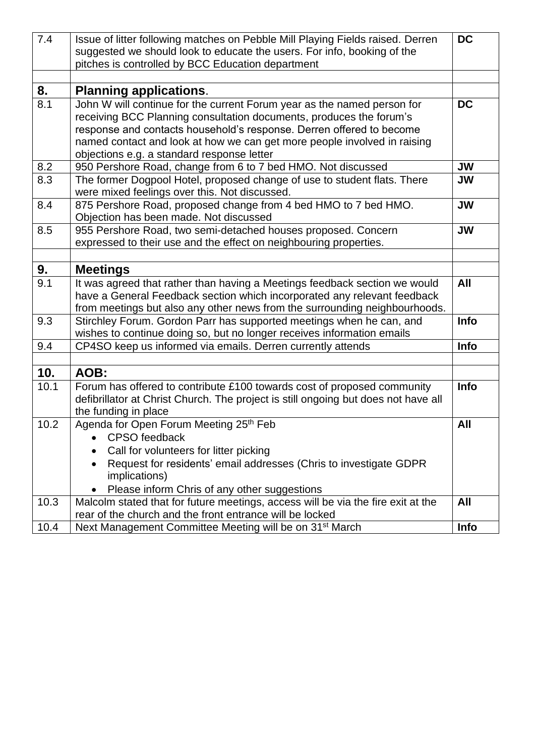| | | |
|---|---|---|
| 7.4 | Issue of litter following matches on Pebble Mill Playing Fields raised. Derren suggested we should look to educate the users. For info, booking of the pitches is controlled by BCC Education department | **DC** |
| | | |
| **8.** | **Planning applications**. | |
| 8.1 | John W will continue for the current Forum year as the named person for receiving BCC Planning consultation documents, produces the forum's response and contacts household's response. Derren offered to become named contact and look at how we can get more people involved in raising objections e.g. a standard response letter | **DC** |
| 8.2 | 950 Pershore Road, change from 6 to 7 bed HMO. Not discussed | **JW** |
| 8.3 | The former Dogpool Hotel, proposed change of use to student flats. There were mixed feelings over this. Not discussed. | **JW** |
| 8.4 | 875 Pershore Road, proposed change from 4 bed HMO to 7 bed HMO. Objection has been made. Not discussed | **JW** |
| 8.5 | 955 Pershore Road, two semi-detached houses proposed. Concern expressed to their use and the effect on neighbouring properties. | **JW** |
| | | |
| **9.** | **Meetings** | |
| 9.1 | It was agreed that rather than having a Meetings feedback section we would have a General Feedback section which incorporated any relevant feedback from meetings but also any other news from the surrounding neighbourhoods. | **All** |
| 9.3 | Stirchley Forum. Gordon Parr has supported meetings when he can, and wishes to continue doing so, but no longer receives information emails | **Info** |
| 9.4 | CP4SO keep us informed via emails. Derren currently attends | **Info** |
| | | |
| **10.** | **AOB:** | |
| 10.1 | Forum has offered to contribute £100 towards cost of proposed community defibrillator at Christ Church. The project is still ongoing but does not have all the funding in place | **Info** |
| 10.2 | Agenda for Open Forum Meeting 25th Feb<br>• CPSO feedback<br>• Call for volunteers for litter picking<br>• Request for residents' email addresses (Chris to investigate GDPR implications)<br>• Please inform Chris of any other suggestions | **All** |
| 10.3 | Malcolm stated that for future meetings, access will be via the fire exit at the rear of the church and the front entrance will be locked | **All** |
| 10.4 | Next Management Committee Meeting will be on 31st March | **Info** |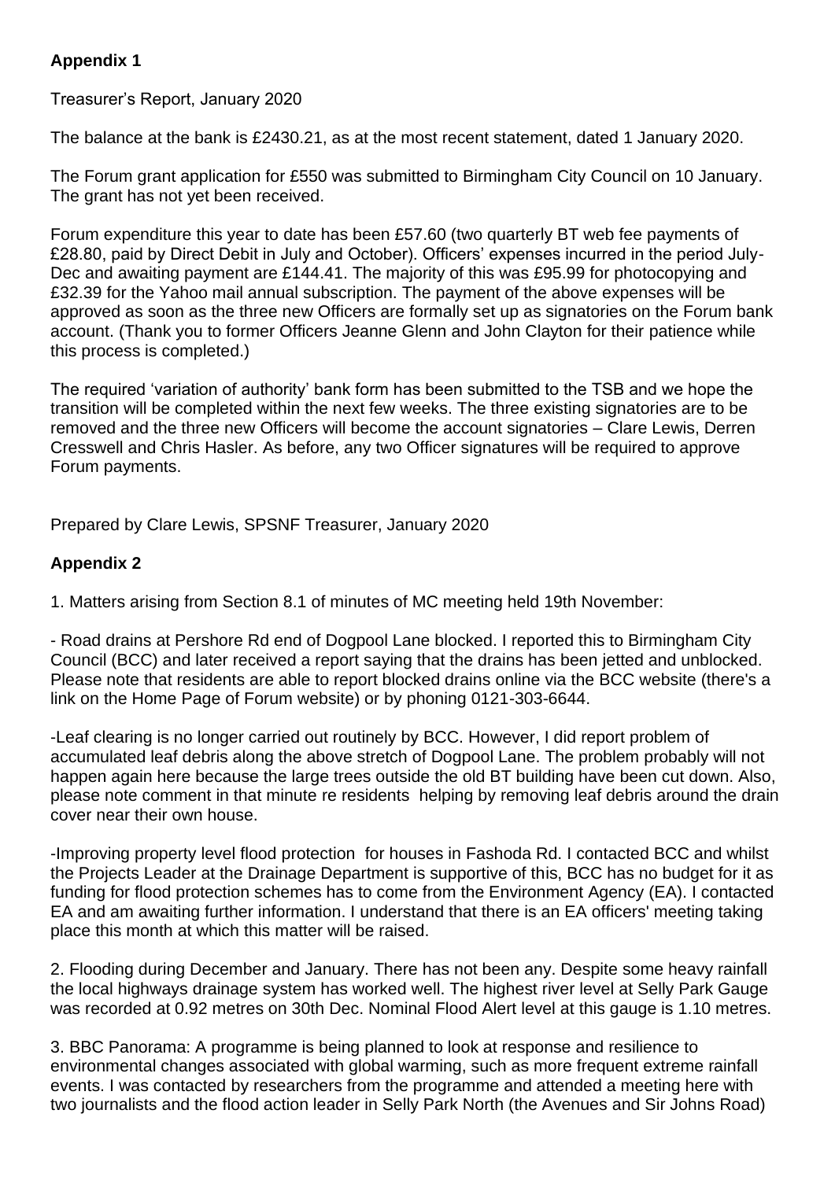## Appendix 1

Treasurer's Report, January 2020

The balance at the bank is £2430.21, as at the most recent statement, dated 1 January 2020.

The Forum grant application for £550 was submitted to Birmingham City Council on 10 January. The grant has not yet been received.

Forum expenditure this year to date has been £57.60 (two quarterly BT web fee payments of £28.80, paid by Direct Debit in July and October). Officers' expenses incurred in the period July-Dec and awaiting payment are £144.41. The majority of this was £95.99 for photocopying and £32.39 for the Yahoo mail annual subscription. The payment of the above expenses will be approved as soon as the three new Officers are formally set up as signatories on the Forum bank account. (Thank you to former Officers Jeanne Glenn and John Clayton for their patience while this process is completed.)

The required 'variation of authority' bank form has been submitted to the TSB and we hope the transition will be completed within the next few weeks. The three existing signatories are to be removed and the three new Officers will become the account signatories – Clare Lewis, Derren Cresswell and Chris Hasler. As before, any two Officer signatures will be required to approve Forum payments.

Prepared by Clare Lewis, SPSNF Treasurer, January 2020

## Appendix 2

1. Matters arising from Section 8.1 of minutes of MC meeting held 19th November:

- Road drains at Pershore Rd end of Dogpool Lane blocked. I reported this to Birmingham City Council (BCC) and later received a report saying that the drains has been jetted and unblocked. Please note that residents are able to report blocked drains online via the BCC website (there's a link on the Home Page of Forum website) or by phoning 0121-303-6644.

-Leaf clearing is no longer carried out routinely by BCC. However, I did report problem of accumulated leaf debris along the above stretch of Dogpool Lane. The problem probably will not happen again here because the large trees outside the old BT building have been cut down. Also, please note comment in that minute re residents helping by removing leaf debris around the drain cover near their own house.

-Improving property level flood protection for houses in Fashoda Rd. I contacted BCC and whilst the Projects Leader at the Drainage Department is supportive of this, BCC has no budget for it as funding for flood protection schemes has to come from the Environment Agency (EA). I contacted EA and am awaiting further information. I understand that there is an EA officers' meeting taking place this month at which this matter will be raised.

2. Flooding during December and January. There has not been any. Despite some heavy rainfall the local highways drainage system has worked well. The highest river level at Selly Park Gauge was recorded at 0.92 metres on 30th Dec. Nominal Flood Alert level at this gauge is 1.10 metres.

3. BBC Panorama: A programme is being planned to look at response and resilience to environmental changes associated with global warming, such as more frequent extreme rainfall events. I was contacted by researchers from the programme and attended a meeting here with two journalists and the flood action leader in Selly Park North (the Avenues and Sir Johns Road)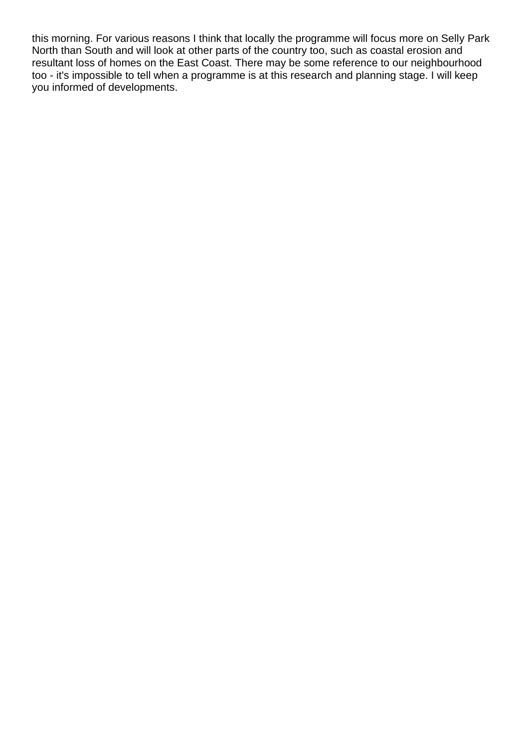this morning. For various reasons I think that locally the programme will focus more on Selly Park North than South and will look at other parts of the country too, such as coastal erosion and resultant loss of homes on the East Coast. There may be some reference to our neighbourhood too - it's impossible to tell when a programme is at this research and planning stage. I will keep you informed of developments.